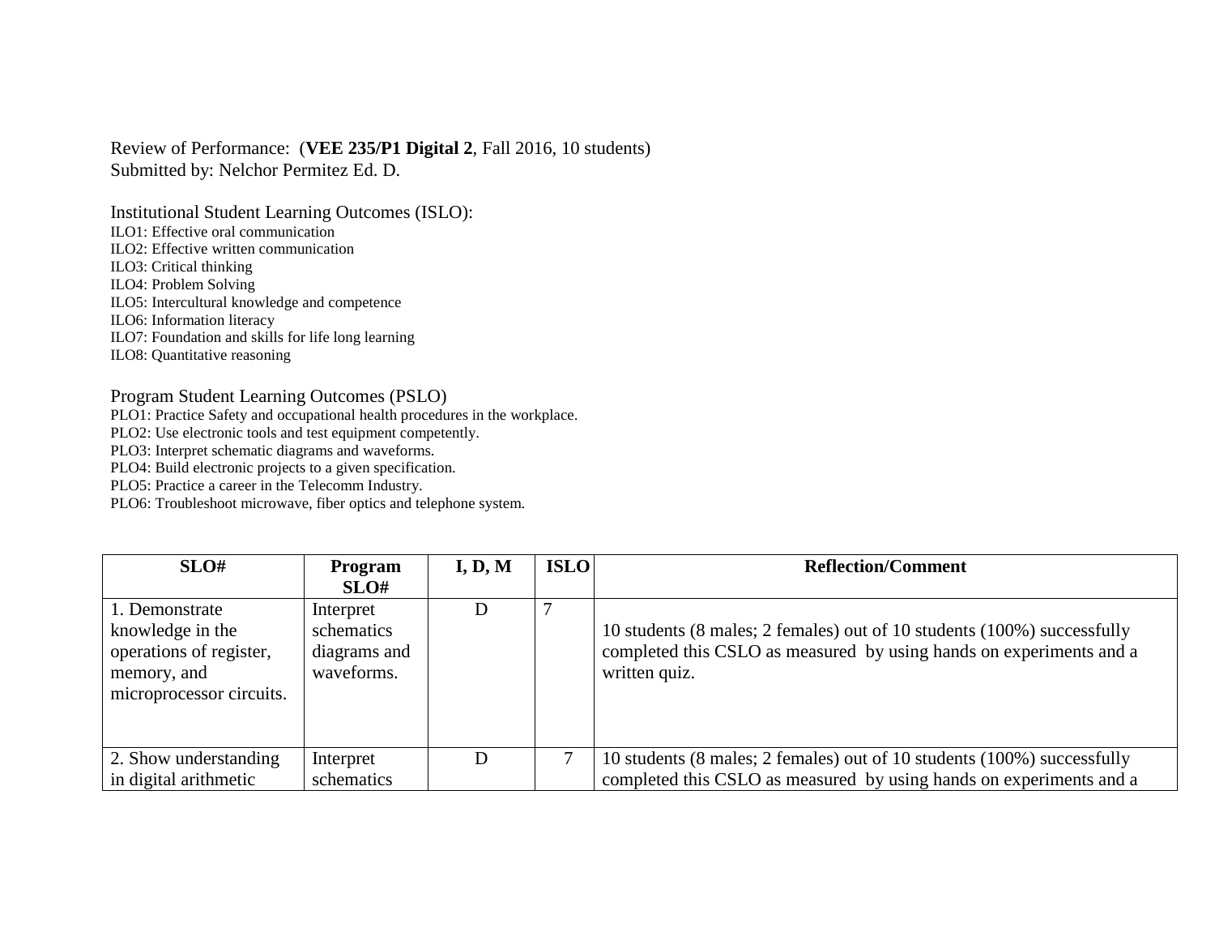Review of Performance: (**VEE 235/P1 Digital 2**, Fall 2016, 10 students)
Submitted by: Nelchor Permitez Ed. D.

Institutional Student Learning Outcomes (ISLO):
ILO1: Effective oral communication
ILO2: Effective written communication
ILO3: Critical thinking
ILO4: Problem Solving
ILO5: Intercultural knowledge and competence
ILO6: Information literacy
ILO7: Foundation and skills for life long learning
ILO8: Quantitative reasoning

Program Student Learning Outcomes (PSLO)
PLO1: Practice Safety and occupational health procedures in the workplace.
PLO2: Use electronic tools and test equipment competently.
PLO3: Interpret schematic diagrams and waveforms.
PLO4: Build electronic projects to a given specification.
PLO5: Practice a career in the Telecomm Industry.
PLO6: Troubleshoot microwave, fiber optics and telephone system.

| SLO# | Program SLO# | I, D, M | ISLO | Reflection/Comment |
|---|---|---|---|---|
| 1. Demonstrate knowledge in the operations of register, memory, and microprocessor circuits. | Interpret schematics diagrams and waveforms. | D | 7 | 10 students (8 males; 2 females) out of 10 students (100%) successfully completed this CSLO as measured by using hands on experiments and a written quiz. |
| 2. Show understanding in digital arithmetic | Interpret schematics | D | 7 | 10 students (8 males; 2 females) out of 10 students (100%) successfully completed this CSLO as measured by using hands on experiments and a |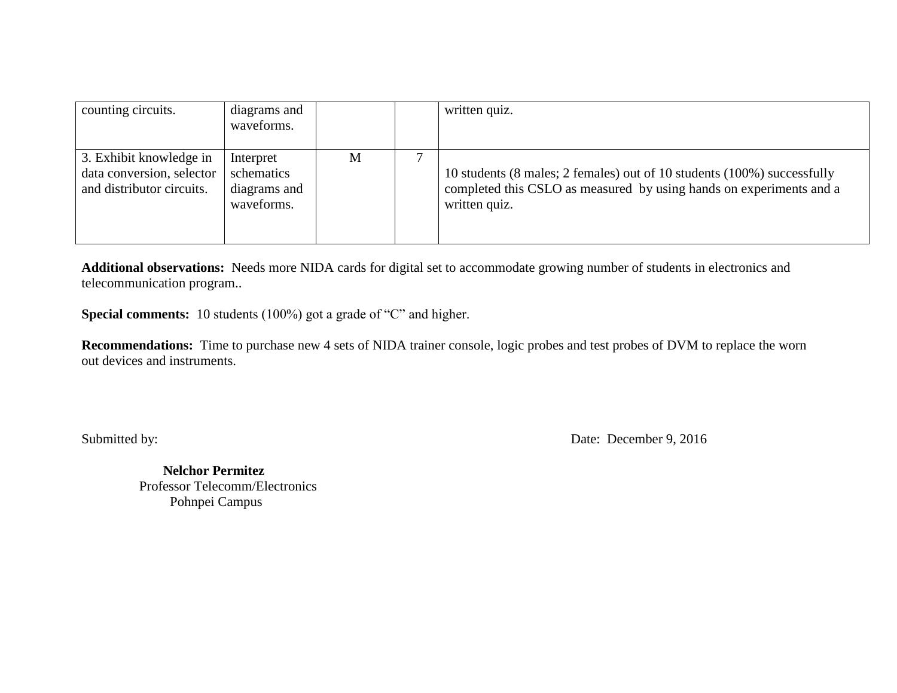| | | | | |
|---|---|---|---|---|
| counting circuits. | diagrams and waveforms. | | | written quiz. |
| 3. Exhibit knowledge in data conversion, selector and distributor circuits. | Interpret schematics diagrams and waveforms. | M | 7 | 10 students (8 males; 2 females) out of 10 students (100%) successfully completed this CSLO as measured by using hands on experiments and a written quiz. |

**Additional observations:** Needs more NIDA cards for digital set to accommodate growing number of students in electronics and telecommunication program..

**Special comments:** 10 students (100%) got a grade of "C" and higher.

**Recommendations:** Time to purchase new 4 sets of NIDA trainer console, logic probes and test probes of DVM to replace the worn out devices and instruments.

Submitted by:

Date: December 9, 2016

**Nelchor Permitez**
Professor Telecomm/Electronics
Pohnpei Campus